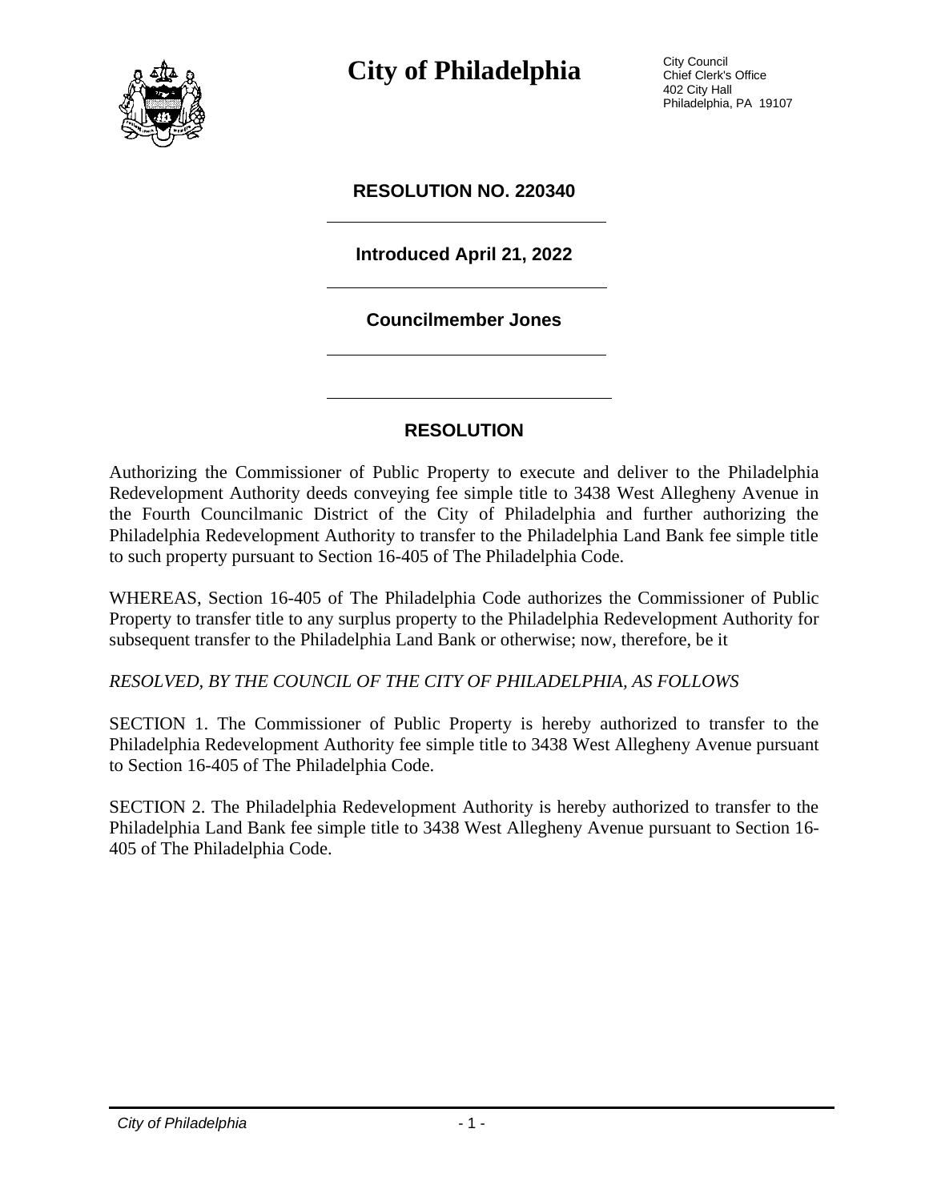# City of Philadelphia

City Council
Chief Clerk's Office
402 City Hall
Philadelphia, PA 19107

## RESOLUTION NO. 220340

**Introduced April 21, 2022**

**Councilmember Jones**

## RESOLUTION

Authorizing the Commissioner of Public Property to execute and deliver to the Philadelphia Redevelopment Authority deeds conveying fee simple title to 3438 West Allegheny Avenue in the Fourth Councilmanic District of the City of Philadelphia and further authorizing the Philadelphia Redevelopment Authority to transfer to the Philadelphia Land Bank fee simple title to such property pursuant to Section 16-405 of The Philadelphia Code.

WHEREAS, Section 16-405 of The Philadelphia Code authorizes the Commissioner of Public Property to transfer title to any surplus property to the Philadelphia Redevelopment Authority for subsequent transfer to the Philadelphia Land Bank or otherwise; now, therefore, be it

*RESOLVED, BY THE COUNCIL OF THE CITY OF PHILADELPHIA, AS FOLLOWS*

SECTION 1. The Commissioner of Public Property is hereby authorized to transfer to the Philadelphia Redevelopment Authority fee simple title to 3438 West Allegheny Avenue pursuant to Section 16-405 of The Philadelphia Code.

SECTION 2. The Philadelphia Redevelopment Authority is hereby authorized to transfer to the Philadelphia Land Bank fee simple title to 3438 West Allegheny Avenue pursuant to Section 16-405 of The Philadelphia Code.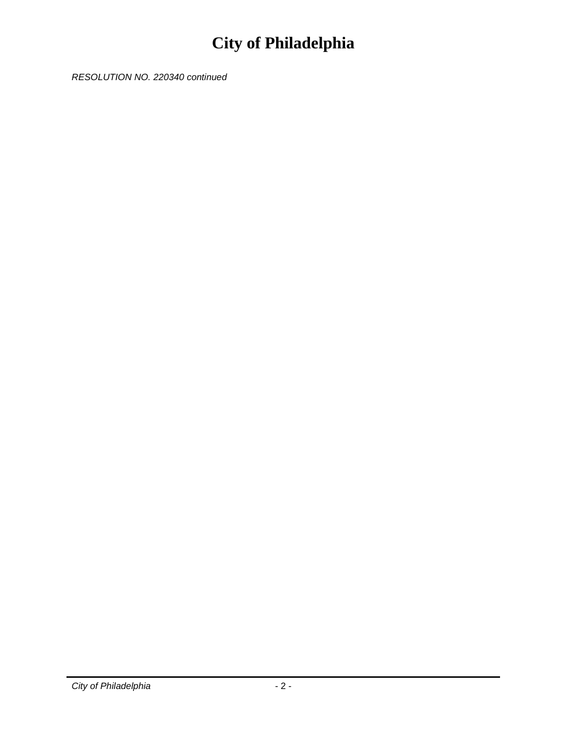*RESOLUTION NO. 220340 continued*